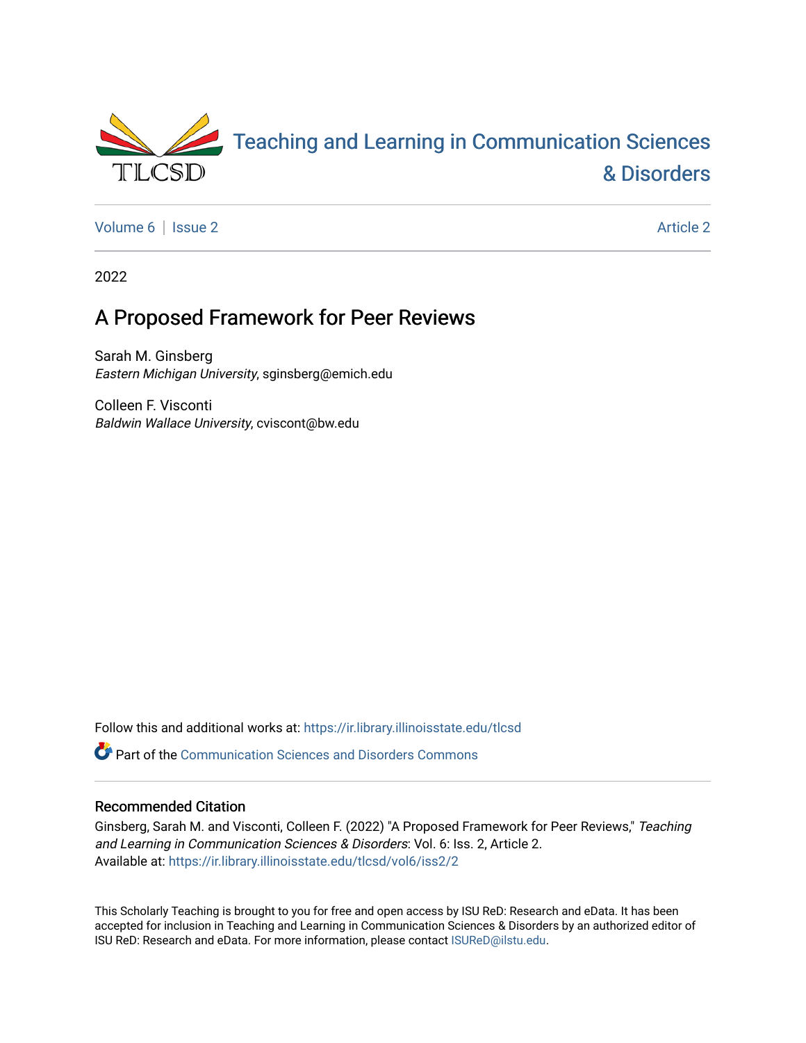Teaching and Learning in Communication Sciences & Disorders

Volume 6 | Issue 2 | Article 2

2022

# A Proposed Framework for Peer Reviews

Sarah M. Ginsberg
*Eastern Michigan University*, sginsberg@emich.edu

Colleen F. Visconti
*Baldwin Wallace University*, cviscont@bw.edu

Follow this and additional works at: https://ir.library.illinoisstate.edu/tlcsd

Part of the Communication Sciences and Disorders Commons

## Recommended Citation

Ginsberg, Sarah M. and Visconti, Colleen F. (2022) "A Proposed Framework for Peer Reviews," *Teaching and Learning in Communication Sciences & Disorders*: Vol. 6: Iss. 2, Article 2.
Available at: https://ir.library.illinoisstate.edu/tlcsd/vol6/iss2/2

This Scholarly Teaching is brought to you for free and open access by ISU ReD: Research and eData. It has been accepted for inclusion in Teaching and Learning in Communication Sciences & Disorders by an authorized editor of ISU ReD: Research and eData. For more information, please contact ISUReD@ilstu.edu.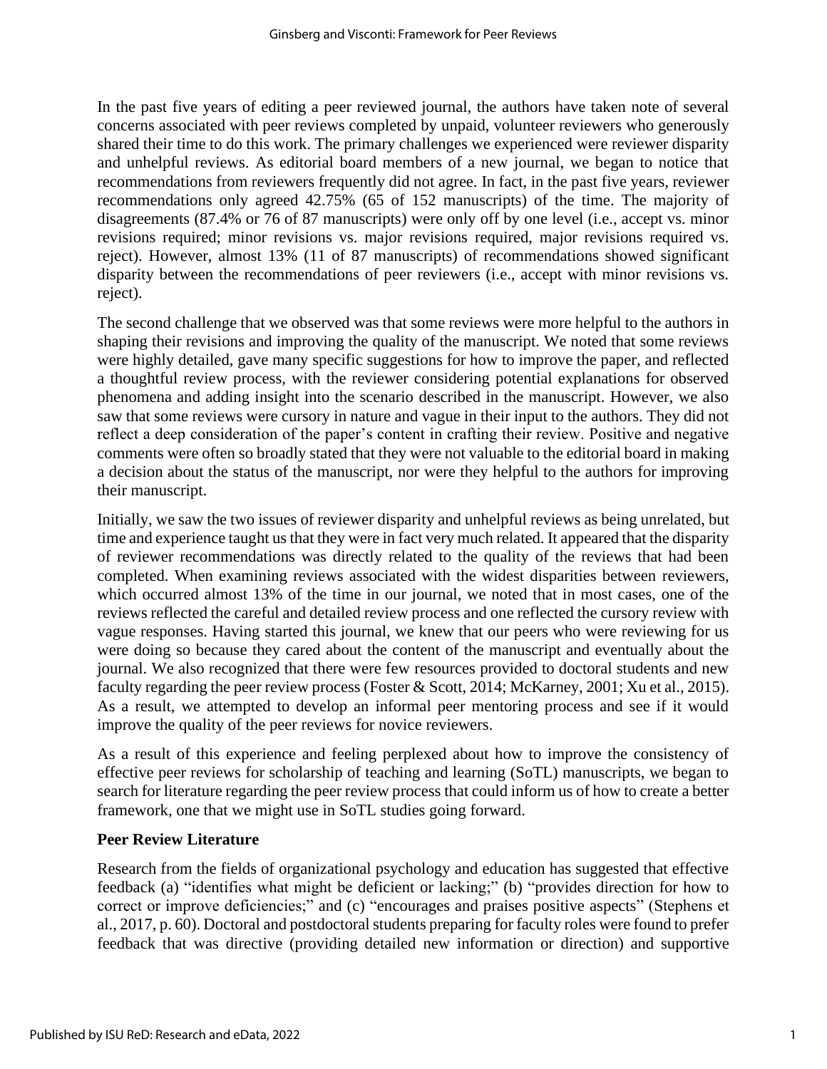In the past five years of editing a peer reviewed journal, the authors have taken note of several concerns associated with peer reviews completed by unpaid, volunteer reviewers who generously shared their time to do this work. The primary challenges we experienced were reviewer disparity and unhelpful reviews. As editorial board members of a new journal, we began to notice that recommendations from reviewers frequently did not agree. In fact, in the past five years, reviewer recommendations only agreed 42.75% (65 of 152 manuscripts) of the time. The majority of disagreements (87.4% or 76 of 87 manuscripts) were only off by one level (i.e., accept vs. minor revisions required; minor revisions vs. major revisions required, major revisions required vs. reject). However, almost 13% (11 of 87 manuscripts) of recommendations showed significant disparity between the recommendations of peer reviewers (i.e., accept with minor revisions vs. reject).

The second challenge that we observed was that some reviews were more helpful to the authors in shaping their revisions and improving the quality of the manuscript. We noted that some reviews were highly detailed, gave many specific suggestions for how to improve the paper, and reflected a thoughtful review process, with the reviewer considering potential explanations for observed phenomena and adding insight into the scenario described in the manuscript. However, we also saw that some reviews were cursory in nature and vague in their input to the authors. They did not reflect a deep consideration of the paper's content in crafting their review. Positive and negative comments were often so broadly stated that they were not valuable to the editorial board in making a decision about the status of the manuscript, nor were they helpful to the authors for improving their manuscript.

Initially, we saw the two issues of reviewer disparity and unhelpful reviews as being unrelated, but time and experience taught us that they were in fact very much related. It appeared that the disparity of reviewer recommendations was directly related to the quality of the reviews that had been completed. When examining reviews associated with the widest disparities between reviewers, which occurred almost 13% of the time in our journal, we noted that in most cases, one of the reviews reflected the careful and detailed review process and one reflected the cursory review with vague responses. Having started this journal, we knew that our peers who were reviewing for us were doing so because they cared about the content of the manuscript and eventually about the journal. We also recognized that there were few resources provided to doctoral students and new faculty regarding the peer review process (Foster & Scott, 2014; McKarney, 2001; Xu et al., 2015). As a result, we attempted to develop an informal peer mentoring process and see if it would improve the quality of the peer reviews for novice reviewers.

As a result of this experience and feeling perplexed about how to improve the consistency of effective peer reviews for scholarship of teaching and learning (SoTL) manuscripts, we began to search for literature regarding the peer review process that could inform us of how to create a better framework, one that we might use in SoTL studies going forward.

## Peer Review Literature

Research from the fields of organizational psychology and education has suggested that effective feedback (a) "identifies what might be deficient or lacking;" (b) "provides direction for how to correct or improve deficiencies;" and (c) "encourages and praises positive aspects" (Stephens et al., 2017, p. 60). Doctoral and postdoctoral students preparing for faculty roles were found to prefer feedback that was directive (providing detailed new information or direction) and supportive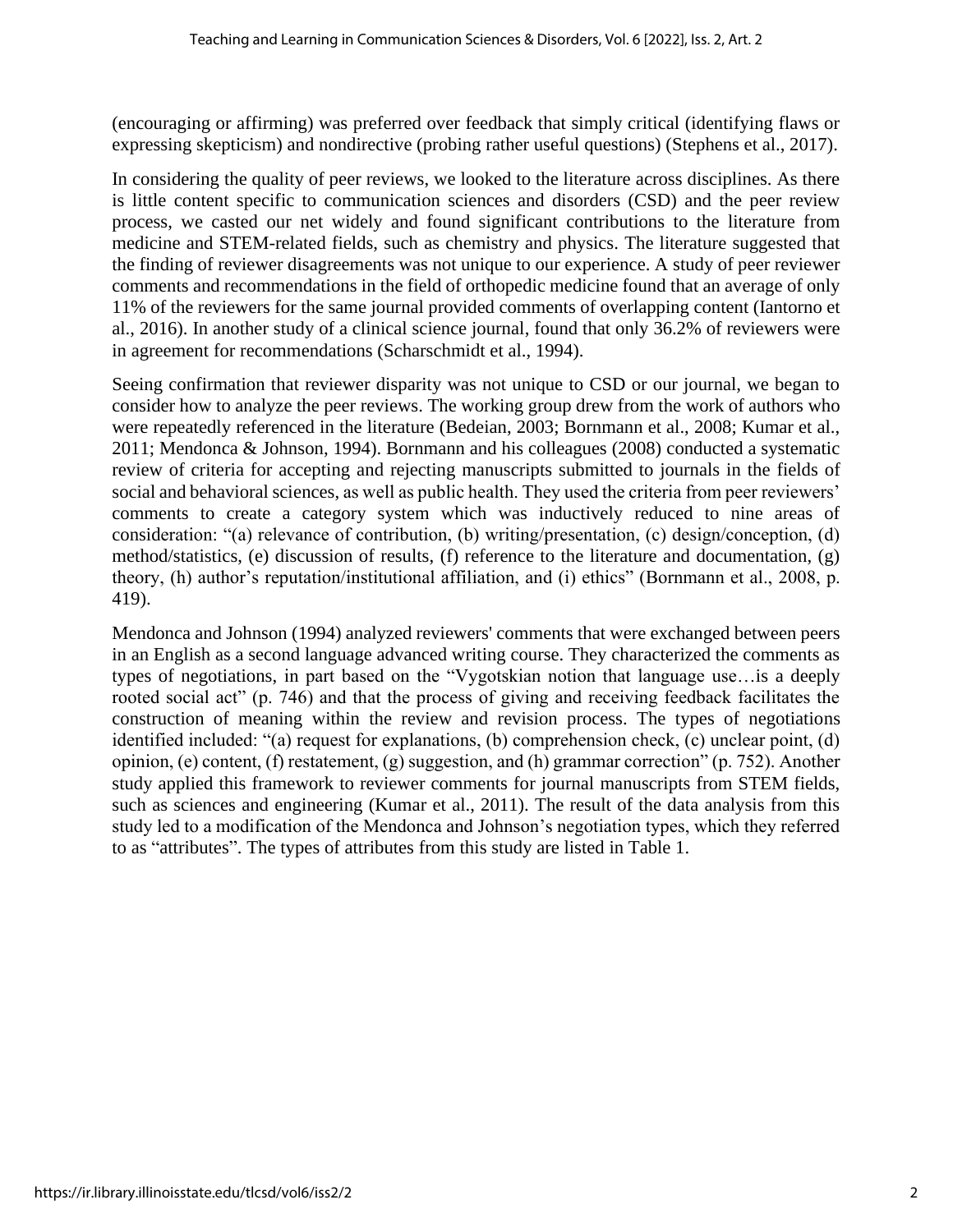(encouraging or affirming) was preferred over feedback that simply critical (identifying flaws or expressing skepticism) and nondirective (probing rather useful questions) (Stephens et al., 2017).

In considering the quality of peer reviews, we looked to the literature across disciplines. As there is little content specific to communication sciences and disorders (CSD) and the peer review process, we casted our net widely and found significant contributions to the literature from medicine and STEM-related fields, such as chemistry and physics. The literature suggested that the finding of reviewer disagreements was not unique to our experience. A study of peer reviewer comments and recommendations in the field of orthopedic medicine found that an average of only 11% of the reviewers for the same journal provided comments of overlapping content (Iantorno et al., 2016). In another study of a clinical science journal, found that only 36.2% of reviewers were in agreement for recommendations (Scharschmidt et al., 1994).

Seeing confirmation that reviewer disparity was not unique to CSD or our journal, we began to consider how to analyze the peer reviews. The working group drew from the work of authors who were repeatedly referenced in the literature (Bedeian, 2003; Bornmann et al., 2008; Kumar et al., 2011; Mendonca & Johnson, 1994). Bornmann and his colleagues (2008) conducted a systematic review of criteria for accepting and rejecting manuscripts submitted to journals in the fields of social and behavioral sciences, as well as public health. They used the criteria from peer reviewers' comments to create a category system which was inductively reduced to nine areas of consideration: "(a) relevance of contribution, (b) writing/presentation, (c) design/conception, (d) method/statistics, (e) discussion of results, (f) reference to the literature and documentation, (g) theory, (h) author's reputation/institutional affiliation, and (i) ethics" (Bornmann et al., 2008, p. 419).

Mendonca and Johnson (1994) analyzed reviewers' comments that were exchanged between peers in an English as a second language advanced writing course. They characterized the comments as types of negotiations, in part based on the "Vygotskian notion that language use…is a deeply rooted social act" (p. 746) and that the process of giving and receiving feedback facilitates the construction of meaning within the review and revision process. The types of negotiations identified included: "(a) request for explanations, (b) comprehension check, (c) unclear point, (d) opinion, (e) content, (f) restatement, (g) suggestion, and (h) grammar correction" (p. 752). Another study applied this framework to reviewer comments for journal manuscripts from STEM fields, such as sciences and engineering (Kumar et al., 2011). The result of the data analysis from this study led to a modification of the Mendonca and Johnson's negotiation types, which they referred to as "attributes". The types of attributes from this study are listed in Table 1.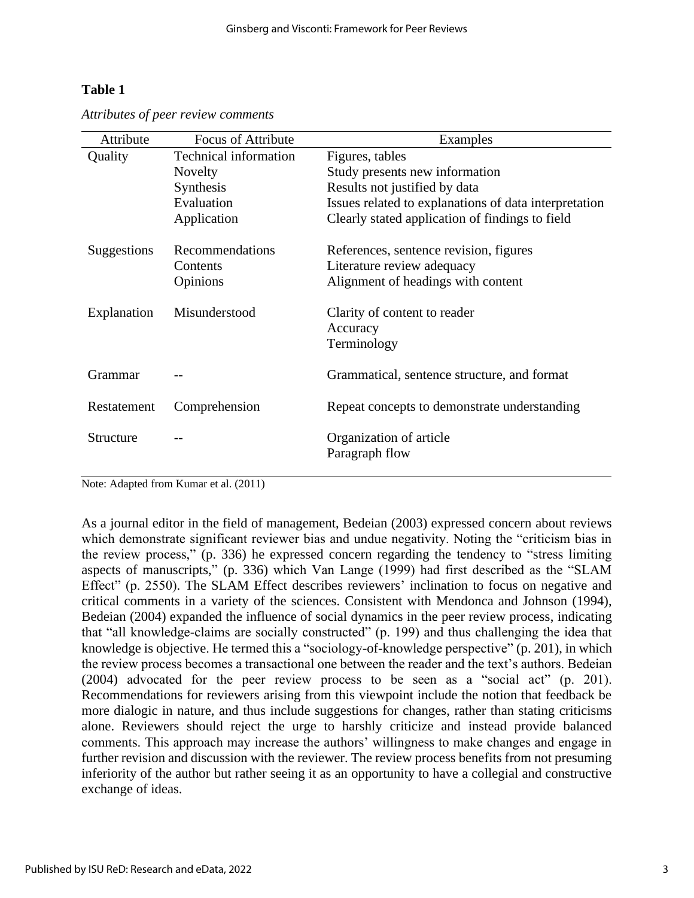**Table 1**

*Attributes of peer review comments*

| Attribute | Focus of Attribute | Examples |
|---|---|---|
| Quality | Technical information | Figures, tables |
| | Novelty | Study presents new information |
| | Synthesis | Results not justified by data |
| | Evaluation | Issues related to explanations of data interpretation |
| | Application | Clearly stated application of findings to field |
| Suggestions | Recommendations | References, sentence revision, figures |
| | Contents | Literature review adequacy |
| | Opinions | Alignment of headings with content |
| Explanation | Misunderstood | Clarity of content to reader |
| | | Accuracy |
| | | Terminology |
| Grammar | -- | Grammatical, sentence structure, and format |
| Restatement | Comprehension | Repeat concepts to demonstrate understanding |
| Structure | -- | Organization of article |
| | | Paragraph flow |

Note: Adapted from Kumar et al. (2011)

As a journal editor in the field of management, Bedeian (2003) expressed concern about reviews which demonstrate significant reviewer bias and undue negativity. Noting the "criticism bias in the review process," (p. 336) he expressed concern regarding the tendency to "stress limiting aspects of manuscripts," (p. 336) which Van Lange (1999) had first described as the "SLAM Effect" (p. 2550). The SLAM Effect describes reviewers' inclination to focus on negative and critical comments in a variety of the sciences. Consistent with Mendonca and Johnson (1994), Bedeian (2004) expanded the influence of social dynamics in the peer review process, indicating that "all knowledge-claims are socially constructed" (p. 199) and thus challenging the idea that knowledge is objective. He termed this a "sociology-of-knowledge perspective" (p. 201), in which the review process becomes a transactional one between the reader and the text's authors. Bedeian (2004) advocated for the peer review process to be seen as a "social act" (p. 201). Recommendations for reviewers arising from this viewpoint include the notion that feedback be more dialogic in nature, and thus include suggestions for changes, rather than stating criticisms alone. Reviewers should reject the urge to harshly criticize and instead provide balanced comments. This approach may increase the authors' willingness to make changes and engage in further revision and discussion with the reviewer. The review process benefits from not presuming inferiority of the author but rather seeing it as an opportunity to have a collegial and constructive exchange of ideas.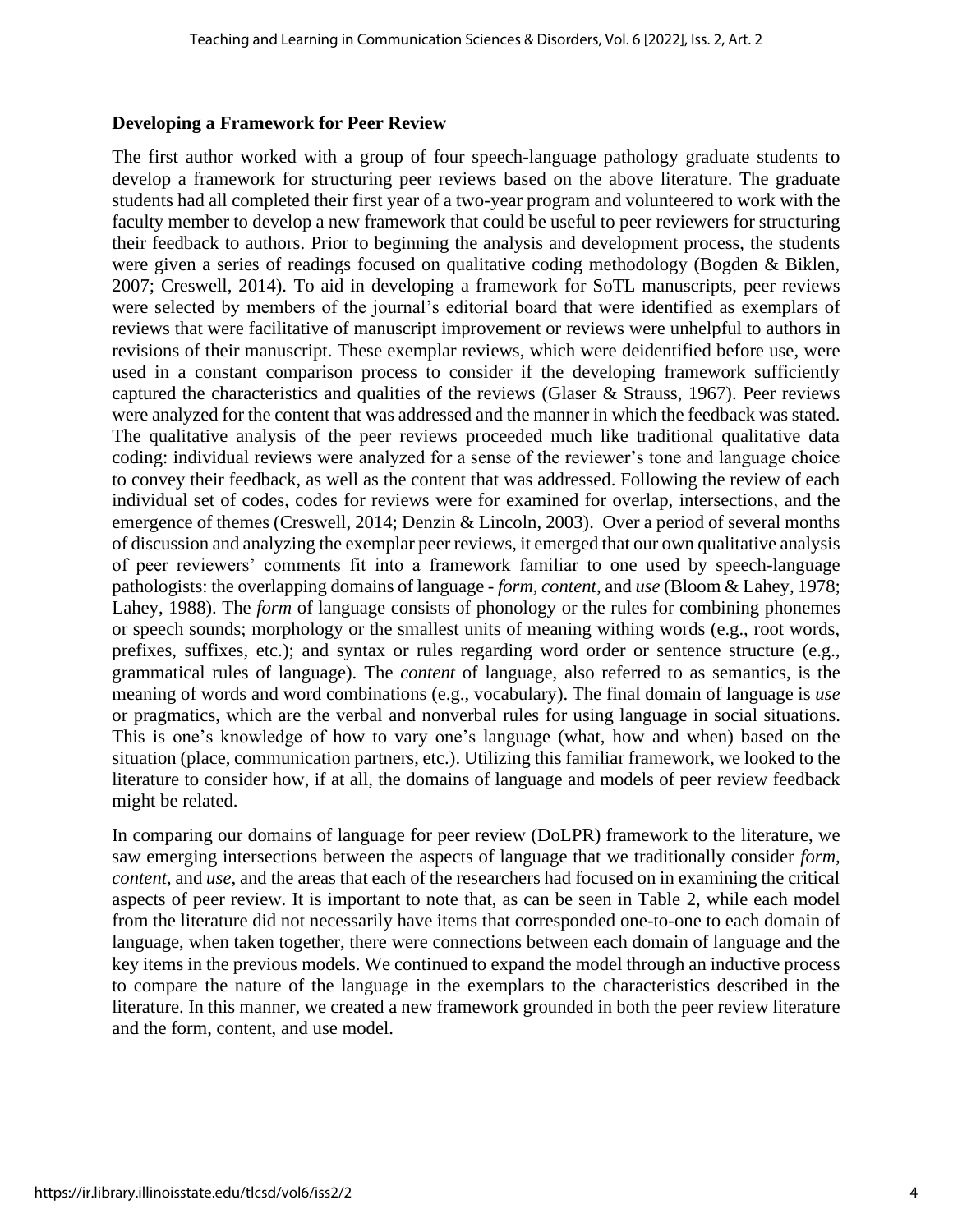### Developing a Framework for Peer Review

The first author worked with a group of four speech-language pathology graduate students to develop a framework for structuring peer reviews based on the above literature. The graduate students had all completed their first year of a two-year program and volunteered to work with the faculty member to develop a new framework that could be useful to peer reviewers for structuring their feedback to authors. Prior to beginning the analysis and development process, the students were given a series of readings focused on qualitative coding methodology (Bogden & Biklen, 2007; Creswell, 2014). To aid in developing a framework for SoTL manuscripts, peer reviews were selected by members of the journal's editorial board that were identified as exemplars of reviews that were facilitative of manuscript improvement or reviews were unhelpful to authors in revisions of their manuscript. These exemplar reviews, which were deidentified before use, were used in a constant comparison process to consider if the developing framework sufficiently captured the characteristics and qualities of the reviews (Glaser & Strauss, 1967). Peer reviews were analyzed for the content that was addressed and the manner in which the feedback was stated. The qualitative analysis of the peer reviews proceeded much like traditional qualitative data coding: individual reviews were analyzed for a sense of the reviewer's tone and language choice to convey their feedback, as well as the content that was addressed. Following the review of each individual set of codes, codes for reviews were for examined for overlap, intersections, and the emergence of themes (Creswell, 2014; Denzin & Lincoln, 2003). Over a period of several months of discussion and analyzing the exemplar peer reviews, it emerged that our own qualitative analysis of peer reviewers' comments fit into a framework familiar to one used by speech-language pathologists: the overlapping domains of language - *form*, *content*, and *use* (Bloom & Lahey, 1978; Lahey, 1988). The *form* of language consists of phonology or the rules for combining phonemes or speech sounds; morphology or the smallest units of meaning withing words (e.g., root words, prefixes, suffixes, etc.); and syntax or rules regarding word order or sentence structure (e.g., grammatical rules of language). The *content* of language, also referred to as semantics, is the meaning of words and word combinations (e.g., vocabulary). The final domain of language is *use* or pragmatics, which are the verbal and nonverbal rules for using language in social situations. This is one's knowledge of how to vary one's language (what, how and when) based on the situation (place, communication partners, etc.). Utilizing this familiar framework, we looked to the literature to consider how, if at all, the domains of language and models of peer review feedback might be related.

In comparing our domains of language for peer review (DoLPR) framework to the literature, we saw emerging intersections between the aspects of language that we traditionally consider *form*, *content*, and *use*, and the areas that each of the researchers had focused on in examining the critical aspects of peer review. It is important to note that, as can be seen in Table 2, while each model from the literature did not necessarily have items that corresponded one-to-one to each domain of language, when taken together, there were connections between each domain of language and the key items in the previous models. We continued to expand the model through an inductive process to compare the nature of the language in the exemplars to the characteristics described in the literature. In this manner, we created a new framework grounded in both the peer review literature and the form, content, and use model.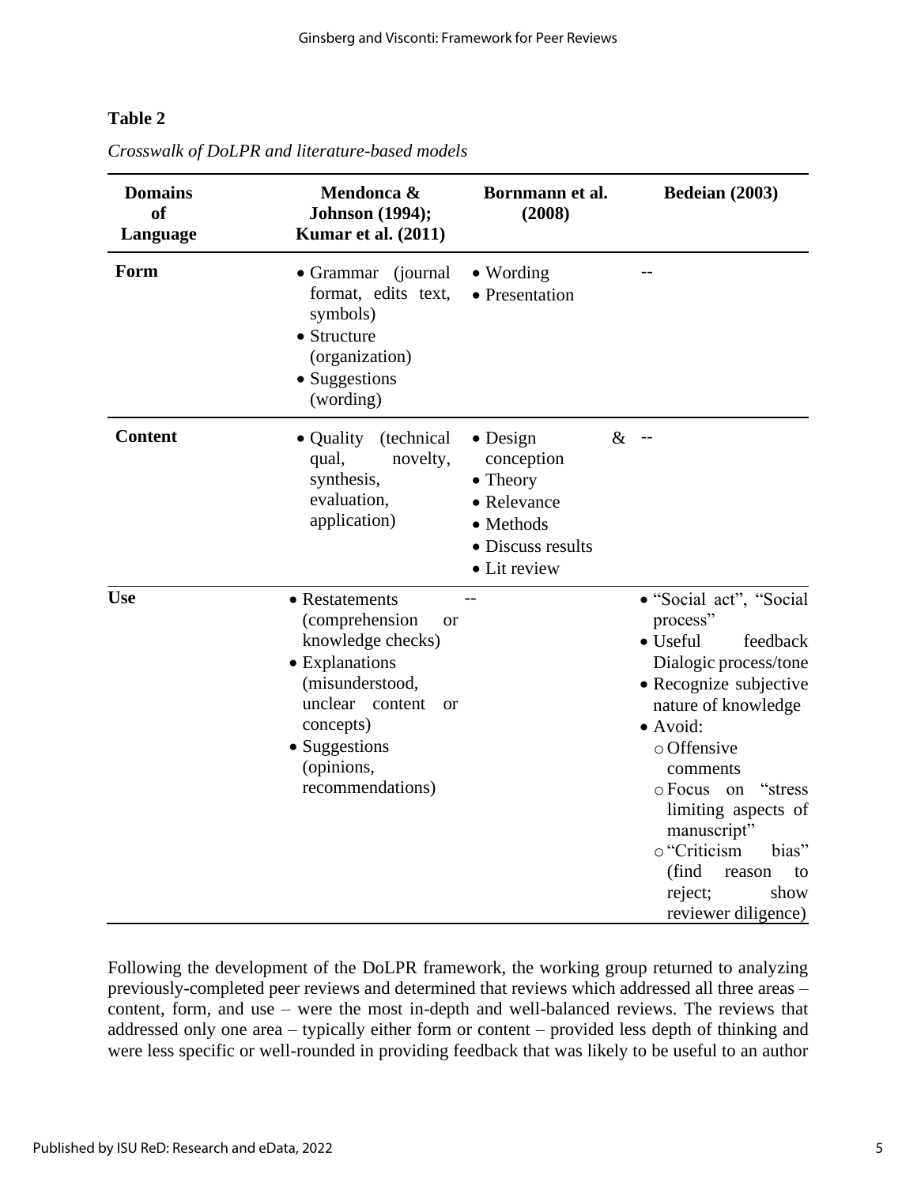**Table 2**

*Crosswalk of DoLPR and literature-based models*

| Domains of Language | Mendonca & Johnson (1994); Kumar et al. (2011) | Bornmann et al. (2008) | Bedeian (2003) |
|---|---|---|---|
| **Form** | • Grammar (journal format, edits text, symbols)<br>• Structure (organization)<br>• Suggestions (wording) | • Wording<br>• Presentation | -- |
| **Content** | • Quality (technical qual, novelty, synthesis, evaluation, application) | • Design & conception<br>• Theory<br>• Relevance<br>• Methods<br>• Discuss results<br>• Lit review | -- |
| **Use** | • Restatements (comprehension or knowledge checks)<br>• Explanations (misunderstood, unclear content or concepts)<br>• Suggestions (opinions, recommendations) | -- | • "Social act", "Social process"<br>• Useful feedback Dialogic process/tone<br>• Recognize subjective nature of knowledge<br>• Avoid:<br>○ Offensive comments<br>○ Focus on "stress limiting aspects of manuscript"<br>○ "Criticism bias" (find reason to reject; show reviewer diligence) |

Following the development of the DoLPR framework, the working group returned to analyzing previously-completed peer reviews and determined that reviews which addressed all three areas – content, form, and use – were the most in-depth and well-balanced reviews. The reviews that addressed only one area – typically either form or content – provided less depth of thinking and were less specific or well-rounded in providing feedback that was likely to be useful to an author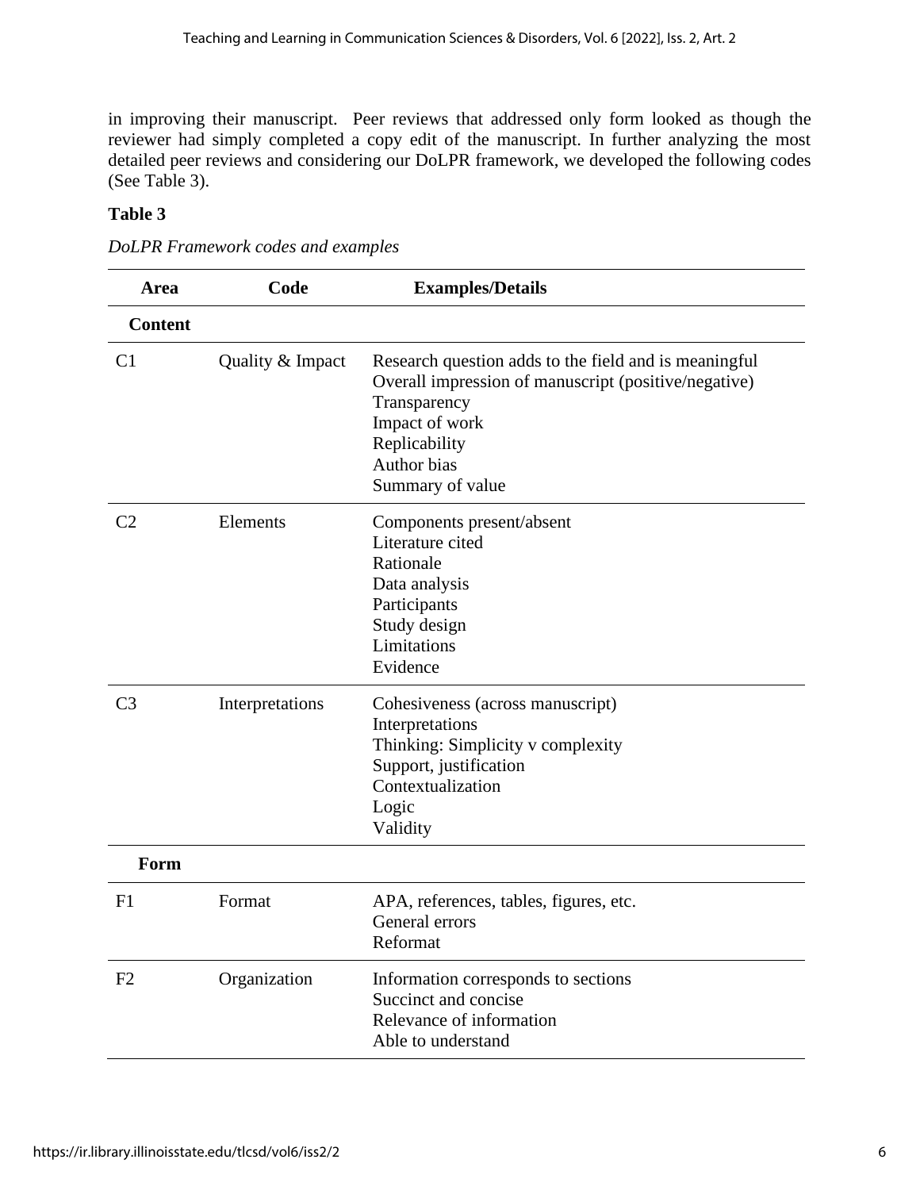in improving their manuscript. Peer reviews that addressed only form looked as though the reviewer had simply completed a copy edit of the manuscript. In further analyzing the most detailed peer reviews and considering our DoLPR framework, we developed the following codes (See Table 3).

**Table 3**

*DoLPR Framework codes and examples*

| Area | Code | Examples/Details |
|---|---|---|
| **Content** | | |
| C1 | Quality & Impact | Research question adds to the field and is meaningful<br>Overall impression of manuscript (positive/negative)<br>Transparency<br>Impact of work<br>Replicability<br>Author bias<br>Summary of value |
| C2 | Elements | Components present/absent<br>Literature cited<br>Rationale<br>Data analysis<br>Participants<br>Study design<br>Limitations<br>Evidence |
| C3 | Interpretations | Cohesiveness (across manuscript)<br>Interpretations<br>Thinking: Simplicity v complexity<br>Support, justification<br>Contextualization<br>Logic<br>Validity |
| **Form** | | |
| F1 | Format | APA, references, tables, figures, etc.<br>General errors<br>Reformat |
| F2 | Organization | Information corresponds to sections<br>Succinct and concise<br>Relevance of information<br>Able to understand |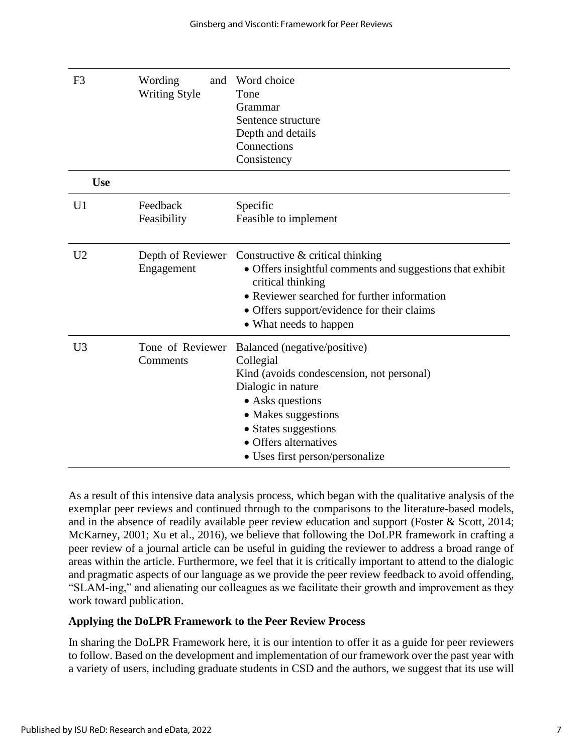| | | |
|---|---|---|
| F3 | Wording and Writing Style | Word choice<br>Tone<br>Grammar<br>Sentence structure<br>Depth and details<br>Connections<br>Consistency |
| **Use** | | |
| U1 | Feedback Feasibility | Specific<br>Feasible to implement |
| U2 | Depth of Reviewer Engagement | Constructive & critical thinking<br>• Offers insightful comments and suggestions that exhibit critical thinking<br>• Reviewer searched for further information<br>• Offers support/evidence for their claims<br>• What needs to happen |
| U3 | Tone of Reviewer Comments | Balanced (negative/positive)<br>Collegial<br>Kind (avoids condescension, not personal)<br>Dialogic in nature<br>• Asks questions<br>• Makes suggestions<br>• States suggestions<br>• Offers alternatives<br>• Uses first person/personalize |

As a result of this intensive data analysis process, which began with the qualitative analysis of the exemplar peer reviews and continued through to the comparisons to the literature-based models, and in the absence of readily available peer review education and support (Foster & Scott, 2014; McKarney, 2001; Xu et al., 2016), we believe that following the DoLPR framework in crafting a peer review of a journal article can be useful in guiding the reviewer to address a broad range of areas within the article. Furthermore, we feel that it is critically important to attend to the dialogic and pragmatic aspects of our language as we provide the peer review feedback to avoid offending, "SLAM-ing," and alienating our colleagues as we facilitate their growth and improvement as they work toward publication.

### Applying the DoLPR Framework to the Peer Review Process

In sharing the DoLPR Framework here, it is our intention to offer it as a guide for peer reviewers to follow. Based on the development and implementation of our framework over the past year with a variety of users, including graduate students in CSD and the authors, we suggest that its use will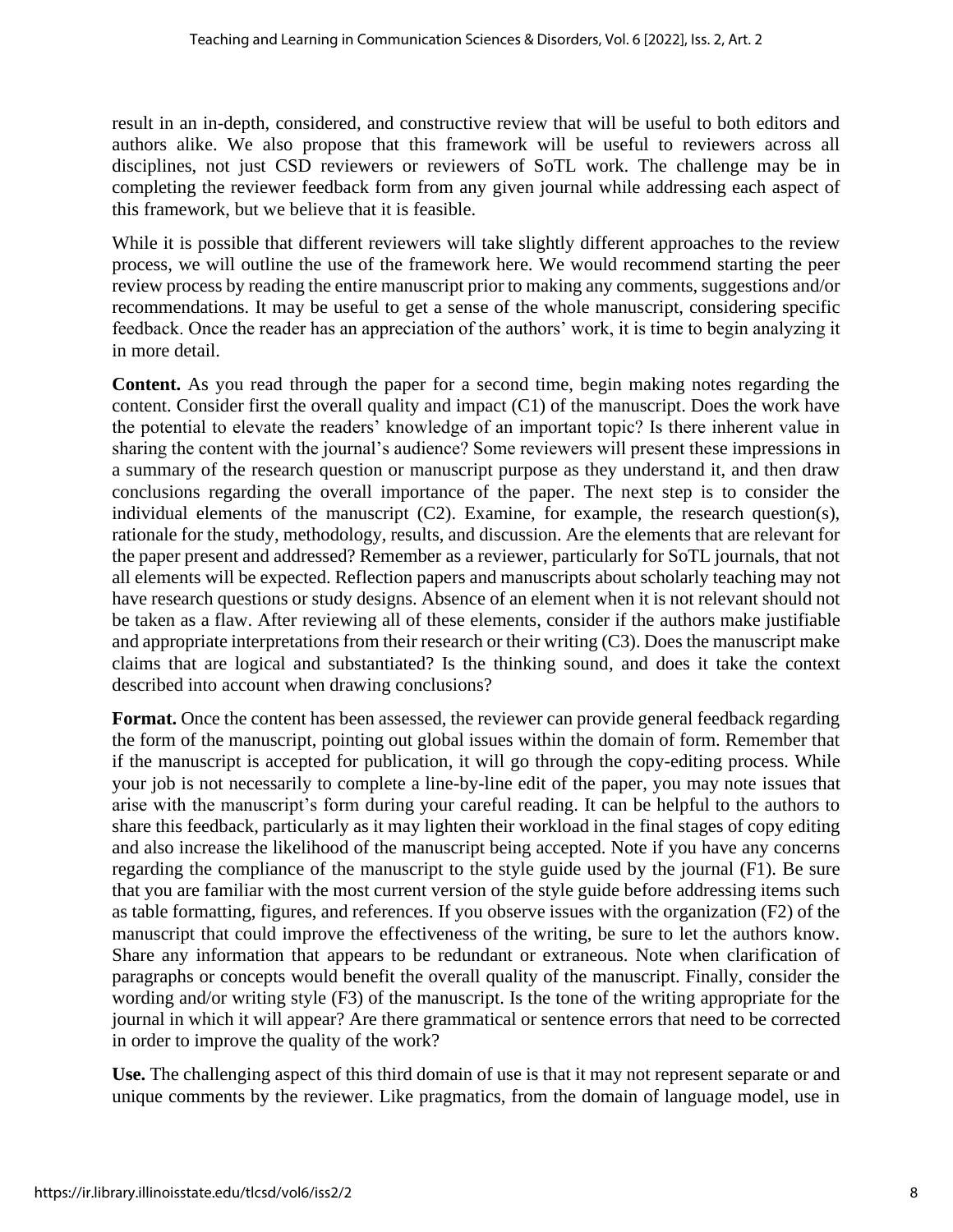result in an in-depth, considered, and constructive review that will be useful to both editors and authors alike. We also propose that this framework will be useful to reviewers across all disciplines, not just CSD reviewers or reviewers of SoTL work. The challenge may be in completing the reviewer feedback form from any given journal while addressing each aspect of this framework, but we believe that it is feasible.

While it is possible that different reviewers will take slightly different approaches to the review process, we will outline the use of the framework here. We would recommend starting the peer review process by reading the entire manuscript prior to making any comments, suggestions and/or recommendations. It may be useful to get a sense of the whole manuscript, considering specific feedback. Once the reader has an appreciation of the authors' work, it is time to begin analyzing it in more detail.

**Content.** As you read through the paper for a second time, begin making notes regarding the content. Consider first the overall quality and impact (C1) of the manuscript. Does the work have the potential to elevate the readers' knowledge of an important topic? Is there inherent value in sharing the content with the journal's audience? Some reviewers will present these impressions in a summary of the research question or manuscript purpose as they understand it, and then draw conclusions regarding the overall importance of the paper. The next step is to consider the individual elements of the manuscript (C2). Examine, for example, the research question(s), rationale for the study, methodology, results, and discussion. Are the elements that are relevant for the paper present and addressed? Remember as a reviewer, particularly for SoTL journals, that not all elements will be expected. Reflection papers and manuscripts about scholarly teaching may not have research questions or study designs. Absence of an element when it is not relevant should not be taken as a flaw. After reviewing all of these elements, consider if the authors make justifiable and appropriate interpretations from their research or their writing (C3). Does the manuscript make claims that are logical and substantiated? Is the thinking sound, and does it take the context described into account when drawing conclusions?

**Format.** Once the content has been assessed, the reviewer can provide general feedback regarding the form of the manuscript, pointing out global issues within the domain of form. Remember that if the manuscript is accepted for publication, it will go through the copy-editing process. While your job is not necessarily to complete a line-by-line edit of the paper, you may note issues that arise with the manuscript's form during your careful reading. It can be helpful to the authors to share this feedback, particularly as it may lighten their workload in the final stages of copy editing and also increase the likelihood of the manuscript being accepted. Note if you have any concerns regarding the compliance of the manuscript to the style guide used by the journal (F1). Be sure that you are familiar with the most current version of the style guide before addressing items such as table formatting, figures, and references. If you observe issues with the organization (F2) of the manuscript that could improve the effectiveness of the writing, be sure to let the authors know. Share any information that appears to be redundant or extraneous. Note when clarification of paragraphs or concepts would benefit the overall quality of the manuscript. Finally, consider the wording and/or writing style (F3) of the manuscript. Is the tone of the writing appropriate for the journal in which it will appear? Are there grammatical or sentence errors that need to be corrected in order to improve the quality of the work?

**Use.** The challenging aspect of this third domain of use is that it may not represent separate or and unique comments by the reviewer. Like pragmatics, from the domain of language model, use in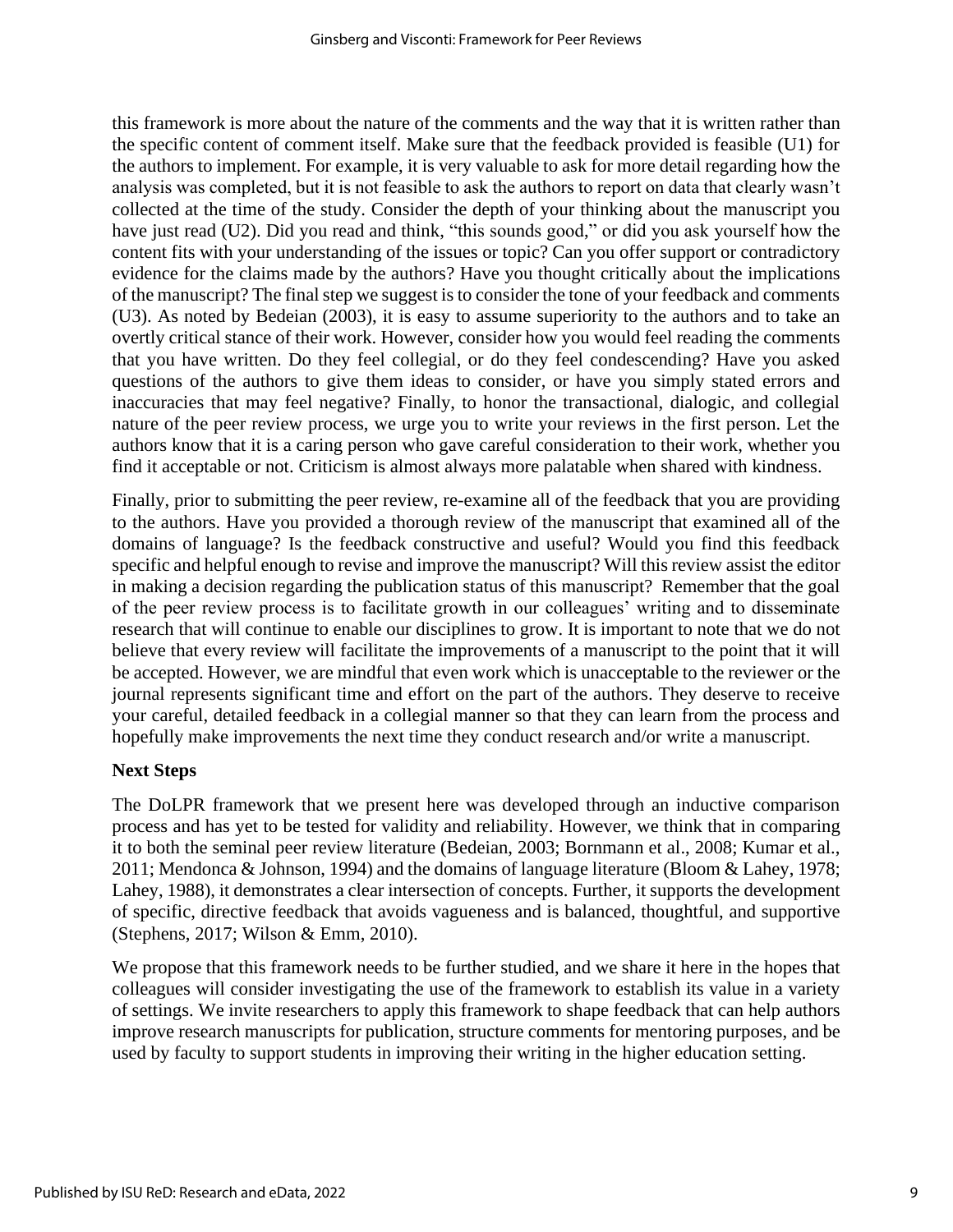this framework is more about the nature of the comments and the way that it is written rather than the specific content of comment itself. Make sure that the feedback provided is feasible (U1) for the authors to implement. For example, it is very valuable to ask for more detail regarding how the analysis was completed, but it is not feasible to ask the authors to report on data that clearly wasn't collected at the time of the study. Consider the depth of your thinking about the manuscript you have just read (U2). Did you read and think, "this sounds good," or did you ask yourself how the content fits with your understanding of the issues or topic? Can you offer support or contradictory evidence for the claims made by the authors? Have you thought critically about the implications of the manuscript? The final step we suggest is to consider the tone of your feedback and comments (U3). As noted by Bedeian (2003), it is easy to assume superiority to the authors and to take an overtly critical stance of their work. However, consider how you would feel reading the comments that you have written. Do they feel collegial, or do they feel condescending? Have you asked questions of the authors to give them ideas to consider, or have you simply stated errors and inaccuracies that may feel negative? Finally, to honor the transactional, dialogic, and collegial nature of the peer review process, we urge you to write your reviews in the first person. Let the authors know that it is a caring person who gave careful consideration to their work, whether you find it acceptable or not. Criticism is almost always more palatable when shared with kindness.

Finally, prior to submitting the peer review, re-examine all of the feedback that you are providing to the authors. Have you provided a thorough review of the manuscript that examined all of the domains of language? Is the feedback constructive and useful? Would you find this feedback specific and helpful enough to revise and improve the manuscript? Will this review assist the editor in making a decision regarding the publication status of this manuscript? Remember that the goal of the peer review process is to facilitate growth in our colleagues' writing and to disseminate research that will continue to enable our disciplines to grow. It is important to note that we do not believe that every review will facilitate the improvements of a manuscript to the point that it will be accepted. However, we are mindful that even work which is unacceptable to the reviewer or the journal represents significant time and effort on the part of the authors. They deserve to receive your careful, detailed feedback in a collegial manner so that they can learn from the process and hopefully make improvements the next time they conduct research and/or write a manuscript.

## Next Steps

The DoLPR framework that we present here was developed through an inductive comparison process and has yet to be tested for validity and reliability. However, we think that in comparing it to both the seminal peer review literature (Bedeian, 2003; Bornmann et al., 2008; Kumar et al., 2011; Mendonca & Johnson, 1994) and the domains of language literature (Bloom & Lahey, 1978; Lahey, 1988), it demonstrates a clear intersection of concepts. Further, it supports the development of specific, directive feedback that avoids vagueness and is balanced, thoughtful, and supportive (Stephens, 2017; Wilson & Emm, 2010).

We propose that this framework needs to be further studied, and we share it here in the hopes that colleagues will consider investigating the use of the framework to establish its value in a variety of settings. We invite researchers to apply this framework to shape feedback that can help authors improve research manuscripts for publication, structure comments for mentoring purposes, and be used by faculty to support students in improving their writing in the higher education setting.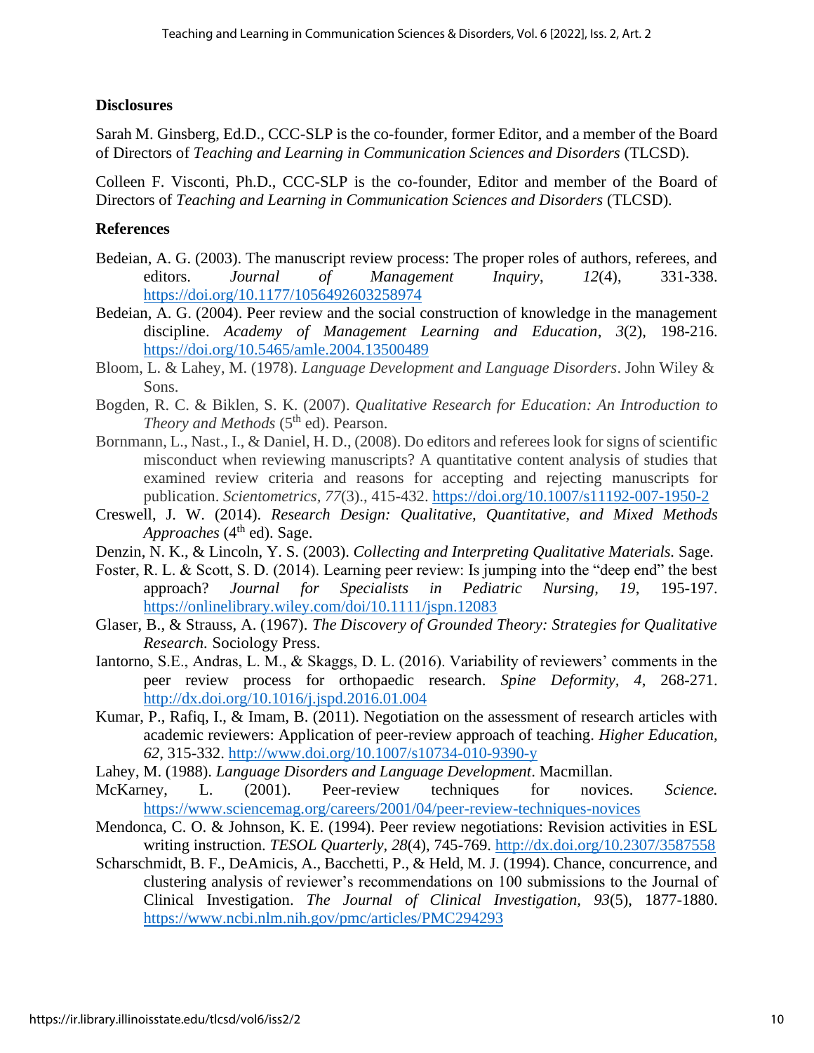## Disclosures

Sarah M. Ginsberg, Ed.D., CCC-SLP is the co-founder, former Editor, and a member of the Board of Directors of *Teaching and Learning in Communication Sciences and Disorders* (TLCSD).

Colleen F. Visconti, Ph.D., CCC-SLP is the co-founder, Editor and member of the Board of Directors of *Teaching and Learning in Communication Sciences and Disorders* (TLCSD).

## References

Bedeian, A. G. (2003). The manuscript review process: The proper roles of authors, referees, and editors. *Journal of Management Inquiry*, *12*(4), 331-338. https://doi.org/10.1177/1056492603258974

Bedeian, A. G. (2004). Peer review and the social construction of knowledge in the management discipline. *Academy of Management Learning and Education*, *3*(2), 198-216. https://doi.org/10.5465/amle.2004.13500489

Bloom, L. & Lahey, M. (1978). *Language Development and Language Disorders*. John Wiley & Sons.

Bogden, R. C. & Biklen, S. K. (2007). *Qualitative Research for Education: An Introduction to Theory and Methods* (5th ed). Pearson.

Bornmann, L., Nast., I., & Daniel, H. D., (2008). Do editors and referees look for signs of scientific misconduct when reviewing manuscripts? A quantitative content analysis of studies that examined review criteria and reasons for accepting and rejecting manuscripts for publication. *Scientometrics*, *77*(3)., 415-432. https://doi.org/10.1007/s11192-007-1950-2

Creswell, J. W. (2014). *Research Design: Qualitative, Quantitative, and Mixed Methods Approaches* (4th ed). Sage.

Denzin, N. K., & Lincoln, Y. S. (2003). *Collecting and Interpreting Qualitative Materials.* Sage.

Foster, R. L. & Scott, S. D. (2014). Learning peer review: Is jumping into the "deep end" the best approach? *Journal for Specialists in Pediatric Nursing, 19*, 195-197. https://onlinelibrary.wiley.com/doi/10.1111/jspn.12083

Glaser, B., & Strauss, A. (1967). *The Discovery of Grounded Theory: Strategies for Qualitative Research.* Sociology Press.

Iantorno, S.E., Andras, L. M., & Skaggs, D. L. (2016). Variability of reviewers' comments in the peer review process for orthopaedic research. *Spine Deformity, 4*, 268-271. http://dx.doi.org/10.1016/j.jspd.2016.01.004

Kumar, P., Rafiq, I., & Imam, B. (2011). Negotiation on the assessment of research articles with academic reviewers: Application of peer-review approach of teaching. *Higher Education, 62*, 315-332. http://www.doi.org/10.1007/s10734-010-9390-y

Lahey, M. (1988). *Language Disorders and Language Development*. Macmillan.

McKarney, L. (2001). Peer-review techniques for novices. *Science.* https://www.sciencemag.org/careers/2001/04/peer-review-techniques-novices

Mendonca, C. O. & Johnson, K. E. (1994). Peer review negotiations: Revision activities in ESL writing instruction. *TESOL Quarterly, 28*(4), 745-769. http://dx.doi.org/10.2307/3587558

Scharschmidt, B. F., DeAmicis, A., Bacchetti, P., & Held, M. J. (1994). Chance, concurrence, and clustering analysis of reviewer's recommendations on 100 submissions to the Journal of Clinical Investigation. *The Journal of Clinical Investigation*, *93*(5), 1877-1880. https://www.ncbi.nlm.nih.gov/pmc/articles/PMC294293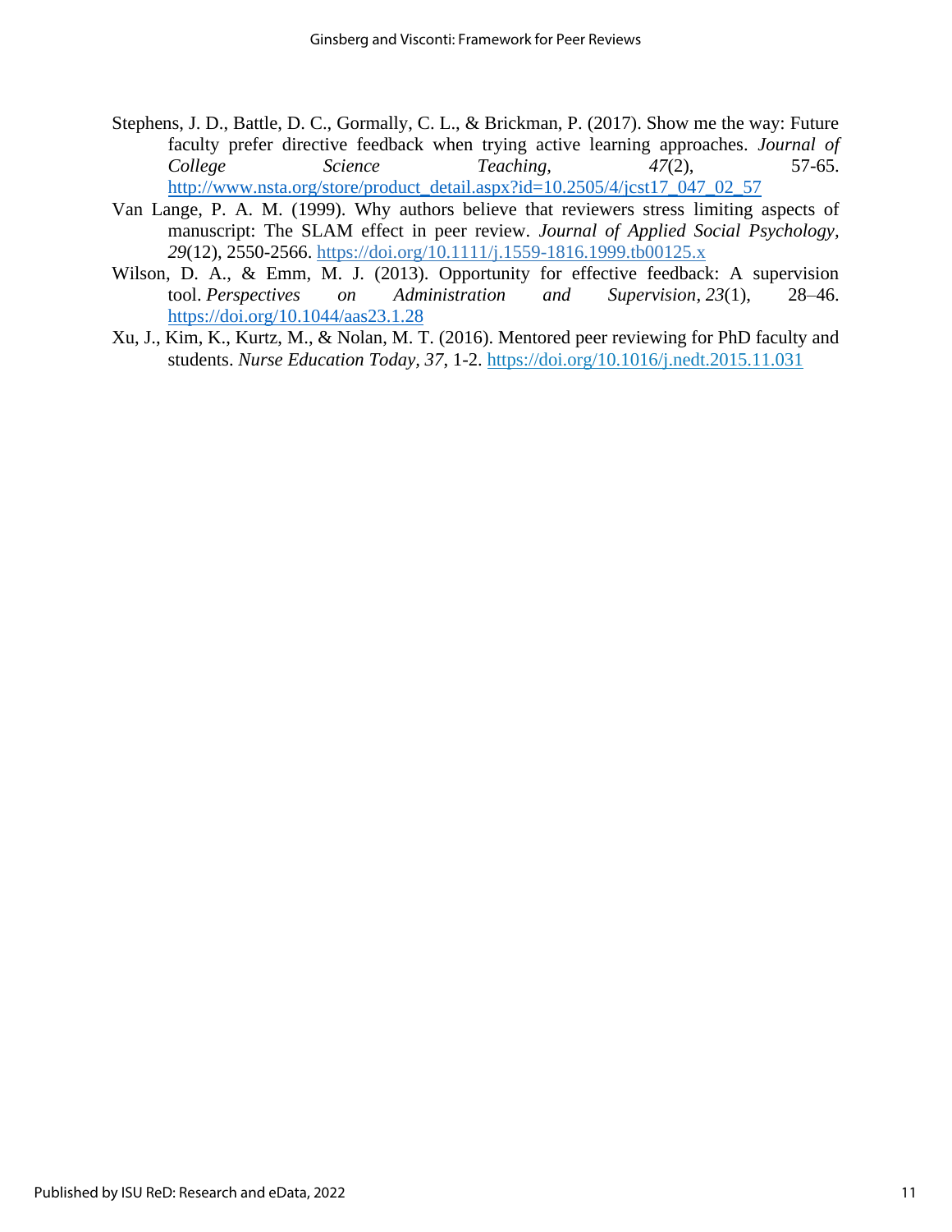Stephens, J. D., Battle, D. C., Gormally, C. L., & Brickman, P. (2017). Show me the way: Future faculty prefer directive feedback when trying active learning approaches. *Journal of College Science Teaching*, *47*(2), 57-65. http://www.nsta.org/store/product_detail.aspx?id=10.2505/4/jcst17_047_02_57

Van Lange, P. A. M. (1999). Why authors believe that reviewers stress limiting aspects of manuscript: The SLAM effect in peer review. *Journal of Applied Social Psychology, 29*(12), 2550-2566. https://doi.org/10.1111/j.1559-1816.1999.tb00125.x

Wilson, D. A., & Emm, M. J. (2013). Opportunity for effective feedback: A supervision tool. *Perspectives on Administration and Supervision*, *23*(1), 28–46. https://doi.org/10.1044/aas23.1.28

Xu, J., Kim, K., Kurtz, M., & Nolan, M. T. (2016). Mentored peer reviewing for PhD faculty and students. *Nurse Education Today*, *37*, 1-2. https://doi.org/10.1016/j.nedt.2015.11.031